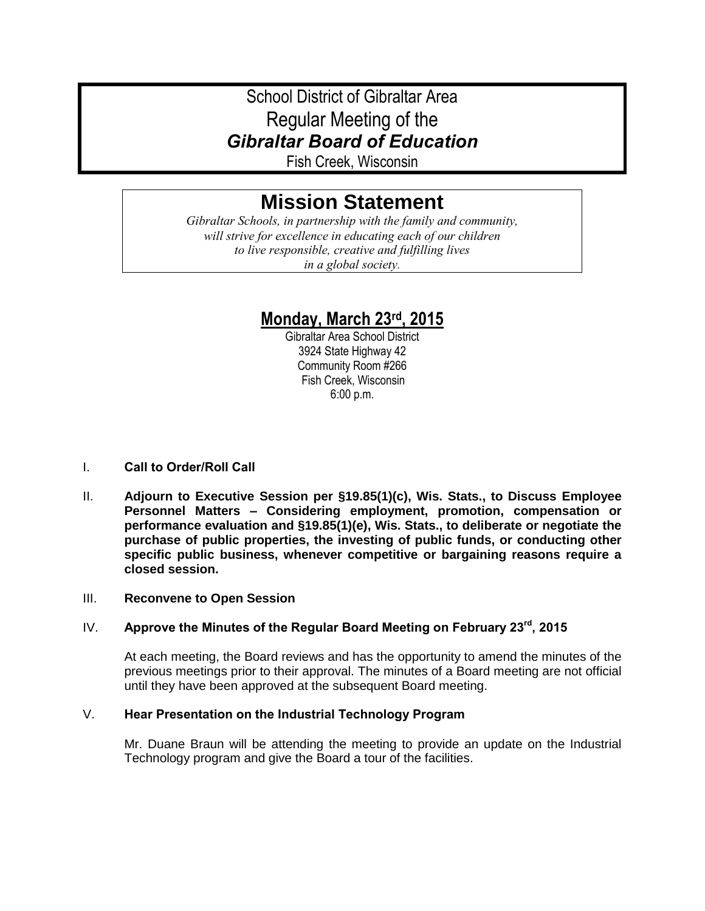# School District of Gibraltar Area
# Regular Meeting of the
# *Gibraltar Board of Education*

Fish Creek, Wisconsin

## Mission Statement

*Gibraltar Schools, in partnership with the family and community, will strive for excellence in educating each of our children to live responsible, creative and fulfilling lives in a global society.*

## Monday, March 23rd, 2015

Gibraltar Area School District
3924 State Highway 42
Community Room #266
Fish Creek, Wisconsin
6:00 p.m.

I. **Call to Order/Roll Call**

II. **Adjourn to Executive Session per §19.85(1)(c), Wis. Stats., to Discuss Employee Personnel Matters – Considering employment, promotion, compensation or performance evaluation and §19.85(1)(e), Wis. Stats., to deliberate or negotiate the purchase of public properties, the investing of public funds, or conducting other specific public business, whenever competitive or bargaining reasons require a closed session.**

III. **Reconvene to Open Session**

IV. **Approve the Minutes of the Regular Board Meeting on February 23rd, 2015**

At each meeting, the Board reviews and has the opportunity to amend the minutes of the previous meetings prior to their approval. The minutes of a Board meeting are not official until they have been approved at the subsequent Board meeting.

V. **Hear Presentation on the Industrial Technology Program**

Mr. Duane Braun will be attending the meeting to provide an update on the Industrial Technology program and give the Board a tour of the facilities.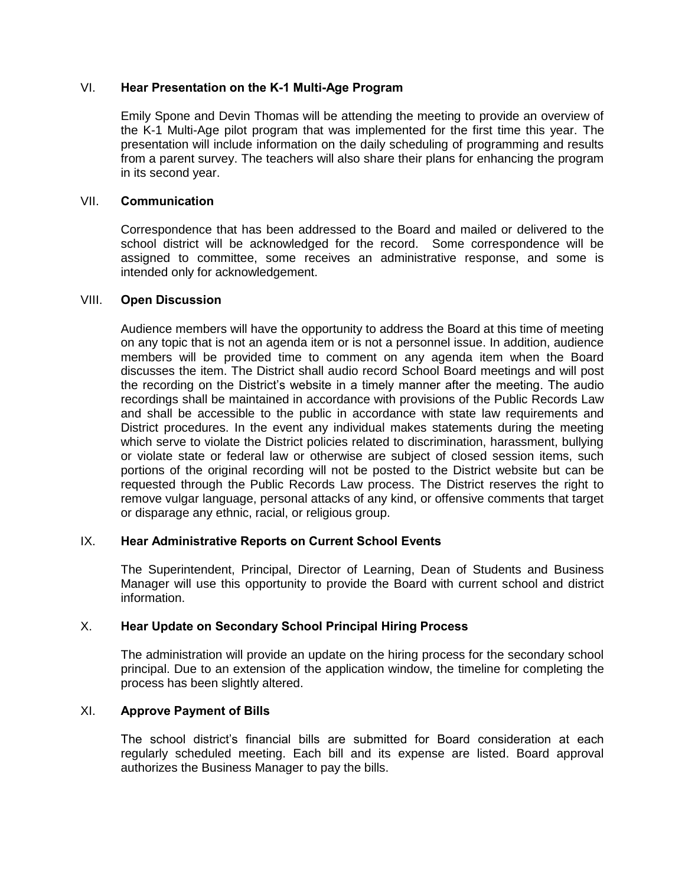## VI. Hear Presentation on the K-1 Multi-Age Program

Emily Spone and Devin Thomas will be attending the meeting to provide an overview of the K-1 Multi-Age pilot program that was implemented for the first time this year. The presentation will include information on the daily scheduling of programming and results from a parent survey. The teachers will also share their plans for enhancing the program in its second year.

## VII. Communication

Correspondence that has been addressed to the Board and mailed or delivered to the school district will be acknowledged for the record. Some correspondence will be assigned to committee, some receives an administrative response, and some is intended only for acknowledgement.

## VIII. Open Discussion

Audience members will have the opportunity to address the Board at this time of meeting on any topic that is not an agenda item or is not a personnel issue. In addition, audience members will be provided time to comment on any agenda item when the Board discusses the item. The District shall audio record School Board meetings and will post the recording on the District's website in a timely manner after the meeting. The audio recordings shall be maintained in accordance with provisions of the Public Records Law and shall be accessible to the public in accordance with state law requirements and District procedures. In the event any individual makes statements during the meeting which serve to violate the District policies related to discrimination, harassment, bullying or violate state or federal law or otherwise are subject of closed session items, such portions of the original recording will not be posted to the District website but can be requested through the Public Records Law process. The District reserves the right to remove vulgar language, personal attacks of any kind, or offensive comments that target or disparage any ethnic, racial, or religious group.

## IX. Hear Administrative Reports on Current School Events

The Superintendent, Principal, Director of Learning, Dean of Students and Business Manager will use this opportunity to provide the Board with current school and district information.

## X. Hear Update on Secondary School Principal Hiring Process

The administration will provide an update on the hiring process for the secondary school principal. Due to an extension of the application window, the timeline for completing the process has been slightly altered.

## XI. Approve Payment of Bills

The school district's financial bills are submitted for Board consideration at each regularly scheduled meeting. Each bill and its expense are listed. Board approval authorizes the Business Manager to pay the bills.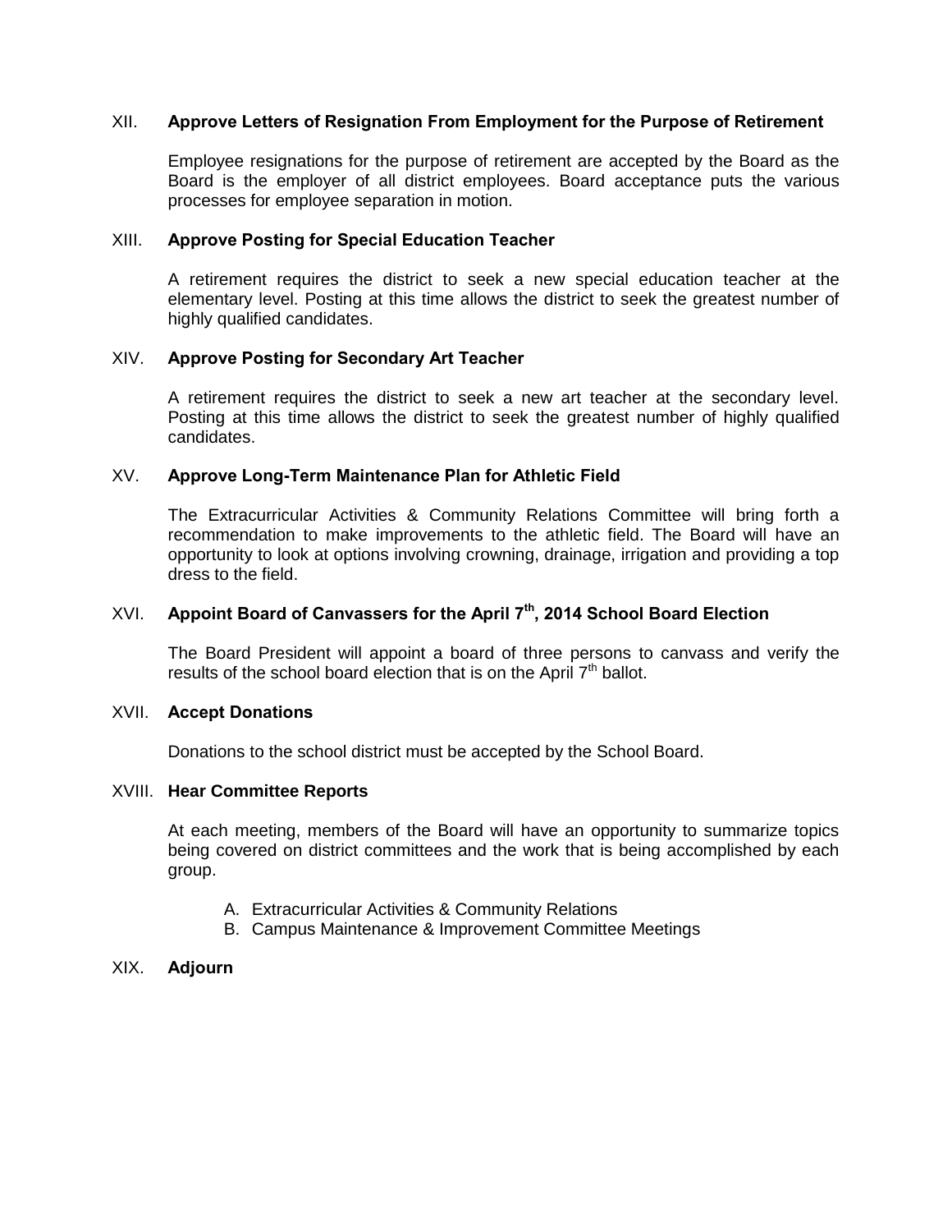## XII. **Approve Letters of Resignation From Employment for the Purpose of Retirement**

Employee resignations for the purpose of retirement are accepted by the Board as the Board is the employer of all district employees. Board acceptance puts the various processes for employee separation in motion.

## XIII. **Approve Posting for Special Education Teacher**

A retirement requires the district to seek a new special education teacher at the elementary level. Posting at this time allows the district to seek the greatest number of highly qualified candidates.

## XIV. **Approve Posting for Secondary Art Teacher**

A retirement requires the district to seek a new art teacher at the secondary level. Posting at this time allows the district to seek the greatest number of highly qualified candidates.

## XV. **Approve Long-Term Maintenance Plan for Athletic Field**

The Extracurricular Activities & Community Relations Committee will bring forth a recommendation to make improvements to the athletic field. The Board will have an opportunity to look at options involving crowning, drainage, irrigation and providing a top dress to the field.

## XVI. **Appoint Board of Canvassers for the April 7th, 2014 School Board Election**

The Board President will appoint a board of three persons to canvass and verify the results of the school board election that is on the April 7th ballot.

## XVII. **Accept Donations**

Donations to the school district must be accepted by the School Board.

## XVIII. **Hear Committee Reports**

At each meeting, members of the Board will have an opportunity to summarize topics being covered on district committees and the work that is being accomplished by each group.

A. Extracurricular Activities & Community Relations
B. Campus Maintenance & Improvement Committee Meetings

## XIX. **Adjourn**